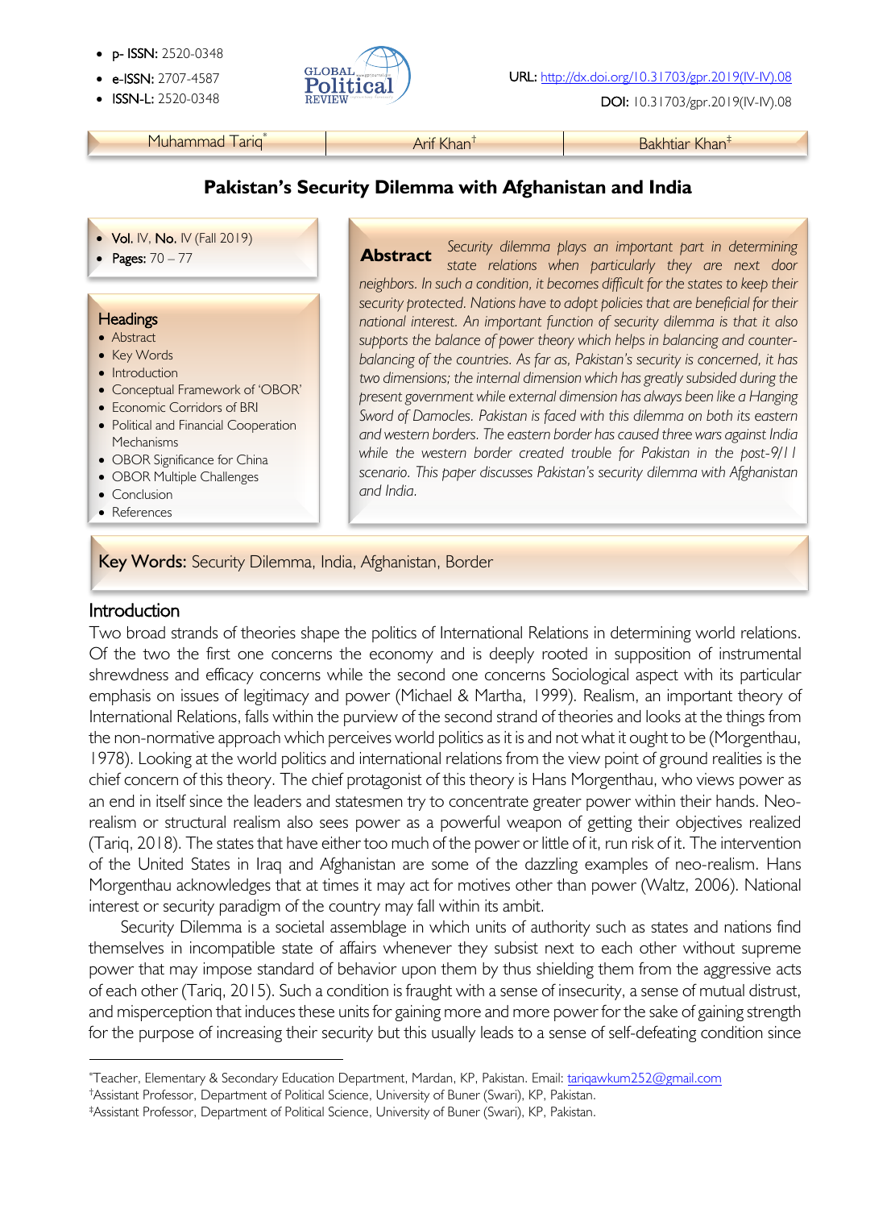- p- ISSN: 2520-0348
- e-ISSN: 2707-4587
- ISSN-L: 2520-0348

URL: http://dx.doi.org/10.31703/gpr.2019(IV-IV).08

DOI: 10.31703/gpr.2019(IV-IV).08

Muhammad Tariq[*] | Arif Khan[†] | Bakhtiar Khan[‡]

# Pakistan's Security Dilemma with Afghanistan and India

- Vol. IV, No. IV (Fall 2019)
- Pages: 70 – 77

**Headings**

- Abstract
- Key Words
- Introduction
- Conceptual Framework of 'OBOR'
- Economic Corridors of BRI
- Political and Financial Cooperation Mechanisms
- OBOR Significance for China
- OBOR Multiple Challenges
- Conclusion
- References

**Abstract** *Security dilemma plays an important part in determining state relations when particularly they are next door neighbors. In such a condition, it becomes difficult for the states to keep their security protected. Nations have to adopt policies that are beneficial for their national interest. An important function of security dilemma is that it also supports the balance of power theory which helps in balancing and counter-balancing of the countries. As far as, Pakistan's security is concerned, it has two dimensions; the internal dimension which has greatly subsided during the present government while external dimension has always been like a Hanging Sword of Damocles. Pakistan is faced with this dilemma on both its eastern and western borders. The eastern border has caused three wars against India while the western border created trouble for Pakistan in the post-9/11 scenario. This paper discusses Pakistan's security dilemma with Afghanistan and India.*

**Key Words:** Security Dilemma, India, Afghanistan, Border

## Introduction

Two broad strands of theories shape the politics of International Relations in determining world relations. Of the two the first one concerns the economy and is deeply rooted in supposition of instrumental shrewdness and efficacy concerns while the second one concerns Sociological aspect with its particular emphasis on issues of legitimacy and power (Michael & Martha, 1999). Realism, an important theory of International Relations, falls within the purview of the second strand of theories and looks at the things from the non-normative approach which perceives world politics as it is and not what it ought to be (Morgenthau, 1978). Looking at the world politics and international relations from the view point of ground realities is the chief concern of this theory. The chief protagonist of this theory is Hans Morgenthau, who views power as an end in itself since the leaders and statesmen try to concentrate greater power within their hands. Neo-realism or structural realism also sees power as a powerful weapon of getting their objectives realized (Tariq, 2018). The states that have either too much of the power or little of it, run risk of it. The intervention of the United States in Iraq and Afghanistan are some of the dazzling examples of neo-realism. Hans Morgenthau acknowledges that at times it may act for motives other than power (Waltz, 2006). National interest or security paradigm of the country may fall within its ambit.

Security Dilemma is a societal assemblage in which units of authority such as states and nations find themselves in incompatible state of affairs whenever they subsist next to each other without supreme power that may impose standard of behavior upon them by thus shielding them from the aggressive acts of each other (Tariq, 2015). Such a condition is fraught with a sense of insecurity, a sense of mutual distrust, and misperception that induces these units for gaining more and more power for the sake of gaining strength for the purpose of increasing their security but this usually leads to a sense of self-defeating condition since

---

[*] Teacher, Elementary & Secondary Education Department, Mardan, KP, Pakistan. Email: tariqawkum252@gmail.com

[†] Assistant Professor, Department of Political Science, University of Buner (Swari), KP, Pakistan.

[‡] Assistant Professor, Department of Political Science, University of Buner (Swari), KP, Pakistan.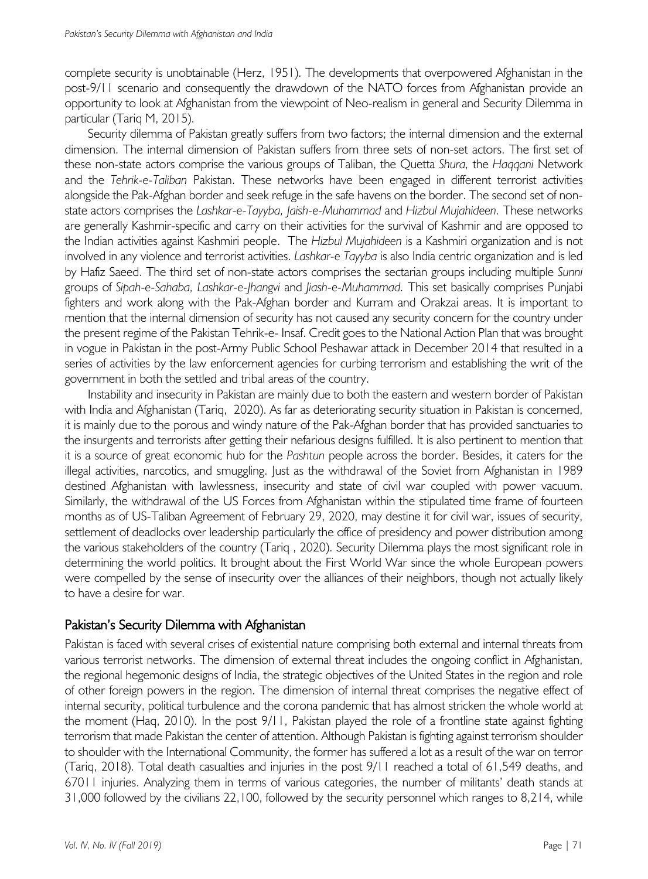complete security is unobtainable (Herz, 1951). The developments that overpowered Afghanistan in the post-9/11 scenario and consequently the drawdown of the NATO forces from Afghanistan provide an opportunity to look at Afghanistan from the viewpoint of Neo-realism in general and Security Dilemma in particular (Tariq M, 2015).

Security dilemma of Pakistan greatly suffers from two factors; the internal dimension and the external dimension. The internal dimension of Pakistan suffers from three sets of non-set actors. The first set of these non-state actors comprise the various groups of Taliban, the Quetta *Shura,* the *Haqqani* Network and the *Tehrik-e-Taliban* Pakistan. These networks have been engaged in different terrorist activities alongside the Pak-Afghan border and seek refuge in the safe havens on the border. The second set of non-state actors comprises the *Lashkar-e-Tayyba, Jaish-e-Muhammad* and *Hizbul Mujahideen.* These networks are generally Kashmir-specific and carry on their activities for the survival of Kashmir and are opposed to the Indian activities against Kashmiri people. The *Hizbul Mujahideen* is a Kashmiri organization and is not involved in any violence and terrorist activities. *Lashkar-e Tayyba* is also India centric organization and is led by Hafiz Saeed. The third set of non-state actors comprises the sectarian groups including multiple *Sunni* groups of *Sipah-e-Sahaba, Lashkar-e-Jhangvi* and *Jiash-e-Muhammad.* This set basically comprises Punjabi fighters and work along with the Pak-Afghan border and Kurram and Orakzai areas. It is important to mention that the internal dimension of security has not caused any security concern for the country under the present regime of the Pakistan Tehrik-e- Insaf. Credit goes to the National Action Plan that was brought in vogue in Pakistan in the post-Army Public School Peshawar attack in December 2014 that resulted in a series of activities by the law enforcement agencies for curbing terrorism and establishing the writ of the government in both the settled and tribal areas of the country.

Instability and insecurity in Pakistan are mainly due to both the eastern and western border of Pakistan with India and Afghanistan (Tariq, 2020). As far as deteriorating security situation in Pakistan is concerned, it is mainly due to the porous and windy nature of the Pak-Afghan border that has provided sanctuaries to the insurgents and terrorists after getting their nefarious designs fulfilled. It is also pertinent to mention that it is a source of great economic hub for the *Pashtun* people across the border. Besides, it caters for the illegal activities, narcotics, and smuggling. Just as the withdrawal of the Soviet from Afghanistan in 1989 destined Afghanistan with lawlessness, insecurity and state of civil war coupled with power vacuum. Similarly, the withdrawal of the US Forces from Afghanistan within the stipulated time frame of fourteen months as of US-Taliban Agreement of February 29, 2020, may destine it for civil war, issues of security, settlement of deadlocks over leadership particularly the office of presidency and power distribution among the various stakeholders of the country (Tariq , 2020). Security Dilemma plays the most significant role in determining the world politics. It brought about the First World War since the whole European powers were compelled by the sense of insecurity over the alliances of their neighbors, though not actually likely to have a desire for war.

## Pakistan's Security Dilemma with Afghanistan

Pakistan is faced with several crises of existential nature comprising both external and internal threats from various terrorist networks. The dimension of external threat includes the ongoing conflict in Afghanistan, the regional hegemonic designs of India, the strategic objectives of the United States in the region and role of other foreign powers in the region. The dimension of internal threat comprises the negative effect of internal security, political turbulence and the corona pandemic that has almost stricken the whole world at the moment (Haq, 2010). In the post 9/11, Pakistan played the role of a frontline state against fighting terrorism that made Pakistan the center of attention. Although Pakistan is fighting against terrorism shoulder to shoulder with the International Community, the former has suffered a lot as a result of the war on terror (Tariq, 2018). Total death casualties and injuries in the post 9/11 reached a total of 61,549 deaths, and 67011 injuries. Analyzing them in terms of various categories, the number of militants' death stands at 31,000 followed by the civilians 22,100, followed by the security personnel which ranges to 8,214, while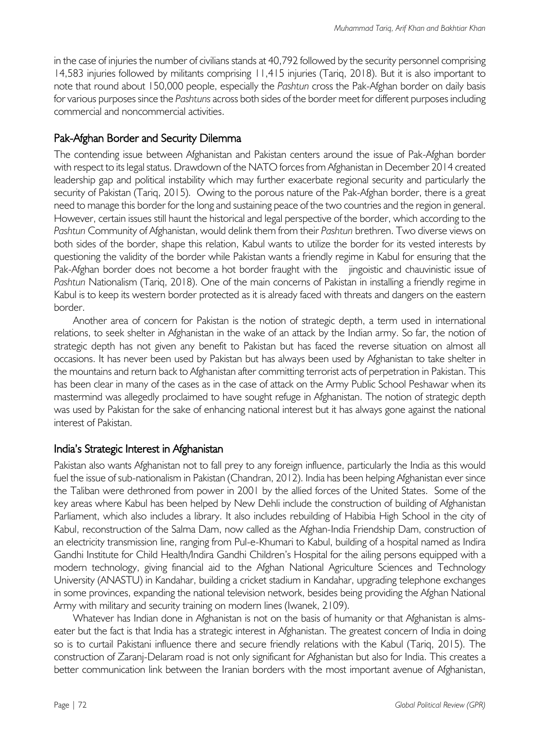in the case of injuries the number of civilians stands at 40,792 followed by the security personnel comprising 14,583 injuries followed by militants comprising 11,415 injuries (Tariq, 2018). But it is also important to note that round about 150,000 people, especially the *Pashtun* cross the Pak-Afghan border on daily basis for various purposes since the *Pashtuns* across both sides of the border meet for different purposes including commercial and noncommercial activities.

## Pak-Afghan Border and Security Dilemma

The contending issue between Afghanistan and Pakistan centers around the issue of Pak-Afghan border with respect to its legal status. Drawdown of the NATO forces from Afghanistan in December 2014 created leadership gap and political instability which may further exacerbate regional security and particularly the security of Pakistan (Tariq, 2015). Owing to the porous nature of the Pak-Afghan border, there is a great need to manage this border for the long and sustaining peace of the two countries and the region in general. However, certain issues still haunt the historical and legal perspective of the border, which according to the *Pashtun* Community of Afghanistan, would delink them from their *Pashtun* brethren. Two diverse views on both sides of the border, shape this relation, Kabul wants to utilize the border for its vested interests by questioning the validity of the border while Pakistan wants a friendly regime in Kabul for ensuring that the Pak-Afghan border does not become a hot border fraught with the jingoistic and chauvinistic issue of *Pashtun* Nationalism (Tariq, 2018). One of the main concerns of Pakistan in installing a friendly regime in Kabul is to keep its western border protected as it is already faced with threats and dangers on the eastern border.

Another area of concern for Pakistan is the notion of strategic depth, a term used in international relations, to seek shelter in Afghanistan in the wake of an attack by the Indian army. So far, the notion of strategic depth has not given any benefit to Pakistan but has faced the reverse situation on almost all occasions. It has never been used by Pakistan but has always been used by Afghanistan to take shelter in the mountains and return back to Afghanistan after committing terrorist acts of perpetration in Pakistan. This has been clear in many of the cases as in the case of attack on the Army Public School Peshawar when its mastermind was allegedly proclaimed to have sought refuge in Afghanistan. The notion of strategic depth was used by Pakistan for the sake of enhancing national interest but it has always gone against the national interest of Pakistan.

## India's Strategic Interest in Afghanistan

Pakistan also wants Afghanistan not to fall prey to any foreign influence, particularly the India as this would fuel the issue of sub-nationalism in Pakistan (Chandran, 2012). India has been helping Afghanistan ever since the Taliban were dethroned from power in 2001 by the allied forces of the United States. Some of the key areas where Kabul has been helped by New Dehli include the construction of building of Afghanistan Parliament, which also includes a library. It also includes rebuilding of Habibia High School in the city of Kabul, reconstruction of the Salma Dam, now called as the Afghan-India Friendship Dam, construction of an electricity transmission line, ranging from Pul-e-Khumari to Kabul, building of a hospital named as Indira Gandhi Institute for Child Health/Indira Gandhi Children's Hospital for the ailing persons equipped with a modern technology, giving financial aid to the Afghan National Agriculture Sciences and Technology University (ANASTU) in Kandahar, building a cricket stadium in Kandahar, upgrading telephone exchanges in some provinces, expanding the national television network, besides being providing the Afghan National Army with military and security training on modern lines (Iwanek, 2109).

Whatever has Indian done in Afghanistan is not on the basis of humanity or that Afghanistan is alms-eater but the fact is that India has a strategic interest in Afghanistan. The greatest concern of India in doing so is to curtail Pakistani influence there and secure friendly relations with the Kabul (Tariq, 2015). The construction of Zaranj-Delaram road is not only significant for Afghanistan but also for India. This creates a better communication link between the Iranian borders with the most important avenue of Afghanistan,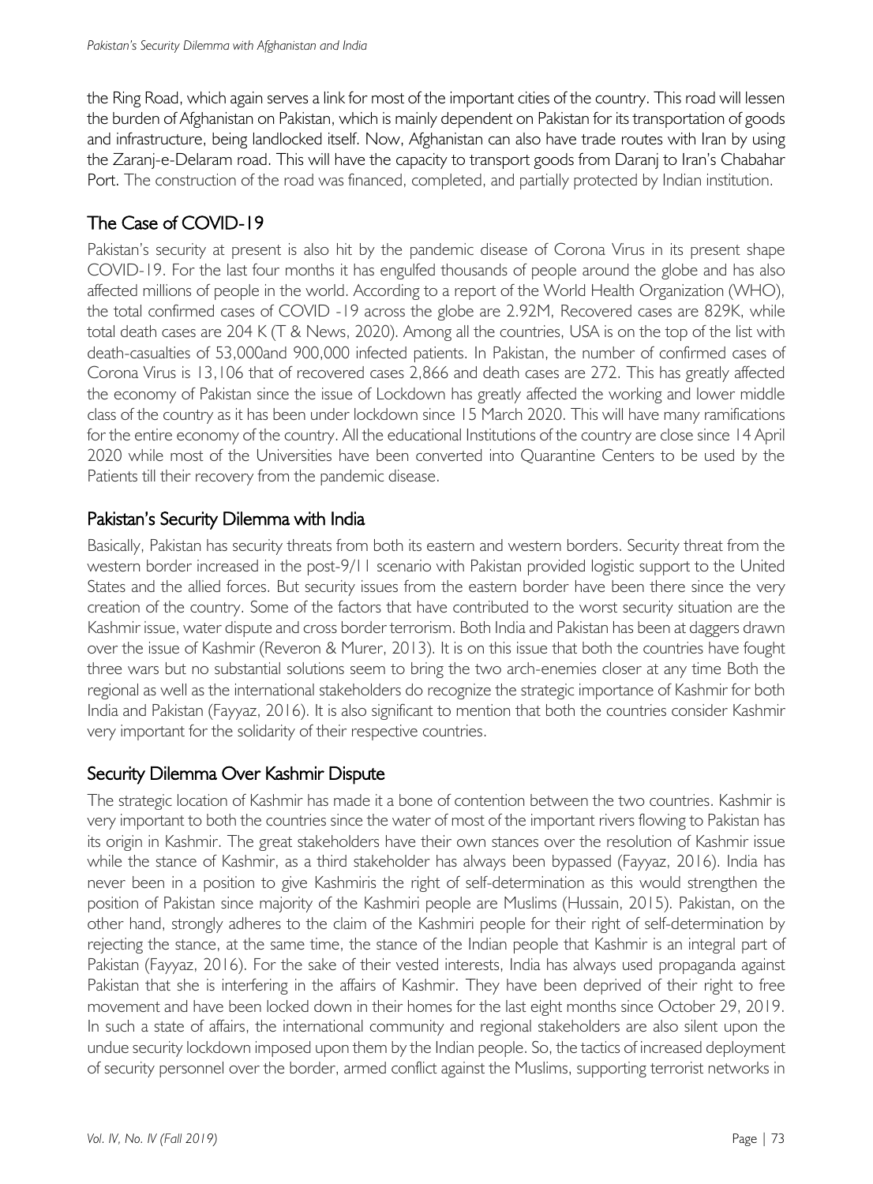the Ring Road, which again serves a link for most of the important cities of the country. This road will lessen the burden of Afghanistan on Pakistan, which is mainly dependent on Pakistan for its transportation of goods and infrastructure, being landlocked itself. Now, Afghanistan can also have trade routes with Iran by using the Zaranj-e-Delaram road. This will have the capacity to transport goods from Daranj to Iran's Chabahar Port. The construction of the road was financed, completed, and partially protected by Indian institution.

## The Case of COVID-19

Pakistan's security at present is also hit by the pandemic disease of Corona Virus in its present shape COVID-19. For the last four months it has engulfed thousands of people around the globe and has also affected millions of people in the world. According to a report of the World Health Organization (WHO), the total confirmed cases of COVID -19 across the globe are 2.92M, Recovered cases are 829K, while total death cases are 204 K (T & News, 2020). Among all the countries, USA is on the top of the list with death-casualties of 53,000and 900,000 infected patients. In Pakistan, the number of confirmed cases of Corona Virus is 13,106 that of recovered cases 2,866 and death cases are 272. This has greatly affected the economy of Pakistan since the issue of Lockdown has greatly affected the working and lower middle class of the country as it has been under lockdown since 15 March 2020. This will have many ramifications for the entire economy of the country. All the educational Institutions of the country are close since 14 April 2020 while most of the Universities have been converted into Quarantine Centers to be used by the Patients till their recovery from the pandemic disease.

## Pakistan's Security Dilemma with India

Basically, Pakistan has security threats from both its eastern and western borders. Security threat from the western border increased in the post-9/11 scenario with Pakistan provided logistic support to the United States and the allied forces. But security issues from the eastern border have been there since the very creation of the country. Some of the factors that have contributed to the worst security situation are the Kashmir issue, water dispute and cross border terrorism. Both India and Pakistan has been at daggers drawn over the issue of Kashmir (Reveron & Murer, 2013). It is on this issue that both the countries have fought three wars but no substantial solutions seem to bring the two arch-enemies closer at any time Both the regional as well as the international stakeholders do recognize the strategic importance of Kashmir for both India and Pakistan (Fayyaz, 2016). It is also significant to mention that both the countries consider Kashmir very important for the solidarity of their respective countries.

## Security Dilemma Over Kashmir Dispute

The strategic location of Kashmir has made it a bone of contention between the two countries. Kashmir is very important to both the countries since the water of most of the important rivers flowing to Pakistan has its origin in Kashmir. The great stakeholders have their own stances over the resolution of Kashmir issue while the stance of Kashmir, as a third stakeholder has always been bypassed (Fayyaz, 2016). India has never been in a position to give Kashmiris the right of self-determination as this would strengthen the position of Pakistan since majority of the Kashmiri people are Muslims (Hussain, 2015). Pakistan, on the other hand, strongly adheres to the claim of the Kashmiri people for their right of self-determination by rejecting the stance, at the same time, the stance of the Indian people that Kashmir is an integral part of Pakistan (Fayyaz, 2016). For the sake of their vested interests, India has always used propaganda against Pakistan that she is interfering in the affairs of Kashmir. They have been deprived of their right to free movement and have been locked down in their homes for the last eight months since October 29, 2019. In such a state of affairs, the international community and regional stakeholders are also silent upon the undue security lockdown imposed upon them by the Indian people. So, the tactics of increased deployment of security personnel over the border, armed conflict against the Muslims, supporting terrorist networks in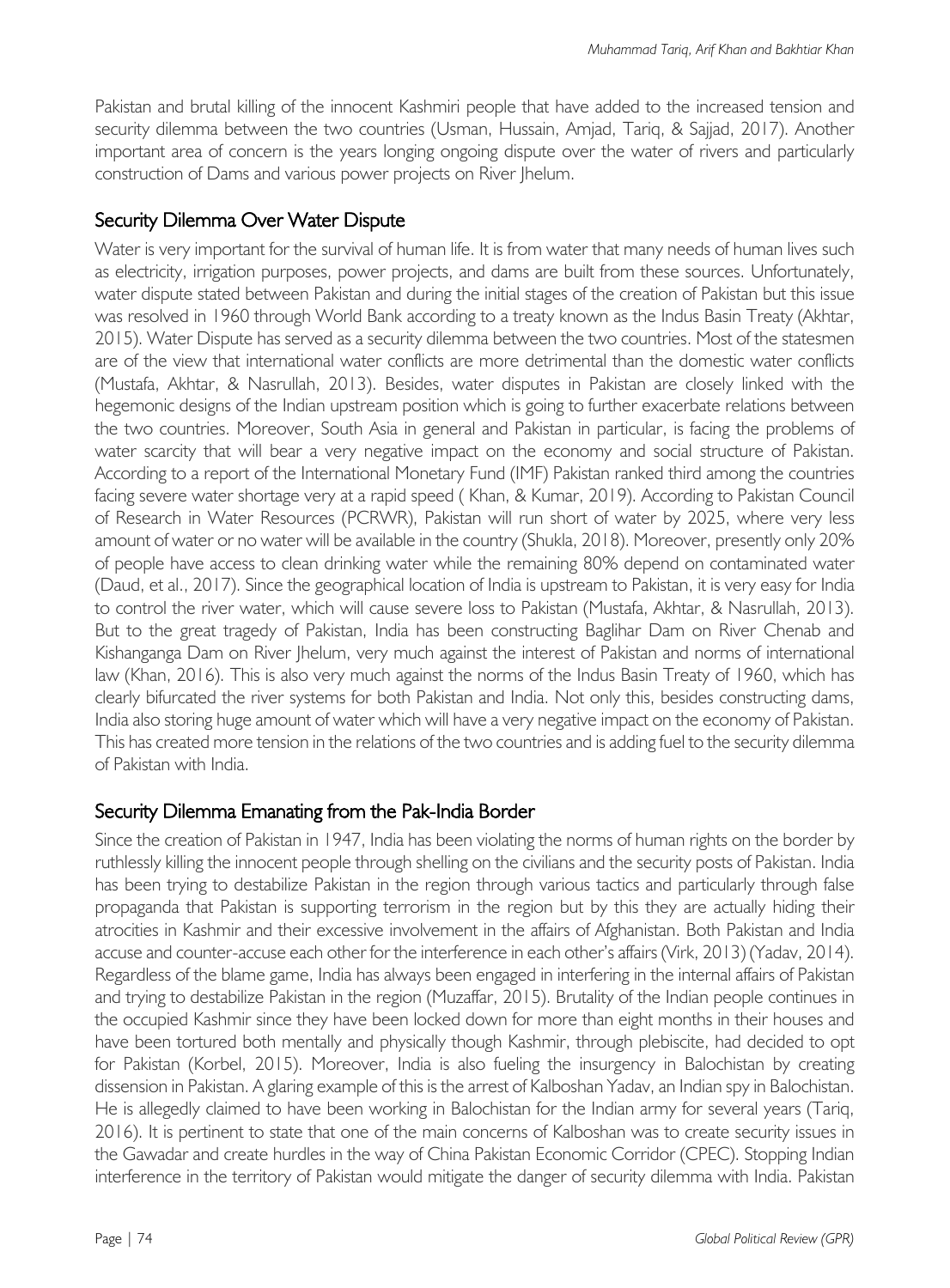Pakistan and brutal killing of the innocent Kashmiri people that have added to the increased tension and security dilemma between the two countries (Usman, Hussain, Amjad, Tariq, & Sajjad, 2017). Another important area of concern is the years longing ongoing dispute over the water of rivers and particularly construction of Dams and various power projects on River Jhelum.

## Security Dilemma Over Water Dispute

Water is very important for the survival of human life. It is from water that many needs of human lives such as electricity, irrigation purposes, power projects, and dams are built from these sources. Unfortunately, water dispute stated between Pakistan and during the initial stages of the creation of Pakistan but this issue was resolved in 1960 through World Bank according to a treaty known as the Indus Basin Treaty (Akhtar, 2015). Water Dispute has served as a security dilemma between the two countries. Most of the statesmen are of the view that international water conflicts are more detrimental than the domestic water conflicts (Mustafa, Akhtar, & Nasrullah, 2013). Besides, water disputes in Pakistan are closely linked with the hegemonic designs of the Indian upstream position which is going to further exacerbate relations between the two countries. Moreover, South Asia in general and Pakistan in particular, is facing the problems of water scarcity that will bear a very negative impact on the economy and social structure of Pakistan. According to a report of the International Monetary Fund (IMF) Pakistan ranked third among the countries facing severe water shortage very at a rapid speed ( Khan, & Kumar, 2019). According to Pakistan Council of Research in Water Resources (PCRWR), Pakistan will run short of water by 2025, where very less amount of water or no water will be available in the country (Shukla, 2018). Moreover, presently only 20% of people have access to clean drinking water while the remaining 80% depend on contaminated water (Daud, et al., 2017). Since the geographical location of India is upstream to Pakistan, it is very easy for India to control the river water, which will cause severe loss to Pakistan (Mustafa, Akhtar, & Nasrullah, 2013). But to the great tragedy of Pakistan, India has been constructing Baglihar Dam on River Chenab and Kishanganga Dam on River Jhelum, very much against the interest of Pakistan and norms of international law (Khan, 2016). This is also very much against the norms of the Indus Basin Treaty of 1960, which has clearly bifurcated the river systems for both Pakistan and India. Not only this, besides constructing dams, India also storing huge amount of water which will have a very negative impact on the economy of Pakistan. This has created more tension in the relations of the two countries and is adding fuel to the security dilemma of Pakistan with India.

## Security Dilemma Emanating from the Pak-India Border

Since the creation of Pakistan in 1947, India has been violating the norms of human rights on the border by ruthlessly killing the innocent people through shelling on the civilians and the security posts of Pakistan. India has been trying to destabilize Pakistan in the region through various tactics and particularly through false propaganda that Pakistan is supporting terrorism in the region but by this they are actually hiding their atrocities in Kashmir and their excessive involvement in the affairs of Afghanistan. Both Pakistan and India accuse and counter-accuse each other for the interference in each other's affairs (Virk, 2013) (Yadav, 2014). Regardless of the blame game, India has always been engaged in interfering in the internal affairs of Pakistan and trying to destabilize Pakistan in the region (Muzaffar, 2015). Brutality of the Indian people continues in the occupied Kashmir since they have been locked down for more than eight months in their houses and have been tortured both mentally and physically though Kashmir, through plebiscite, had decided to opt for Pakistan (Korbel, 2015). Moreover, India is also fueling the insurgency in Balochistan by creating dissension in Pakistan. A glaring example of this is the arrest of Kalboshan Yadav, an Indian spy in Balochistan. He is allegedly claimed to have been working in Balochistan for the Indian army for several years (Tariq, 2016). It is pertinent to state that one of the main concerns of Kalboshan was to create security issues in the Gawadar and create hurdles in the way of China Pakistan Economic Corridor (CPEC). Stopping Indian interference in the territory of Pakistan would mitigate the danger of security dilemma with India. Pakistan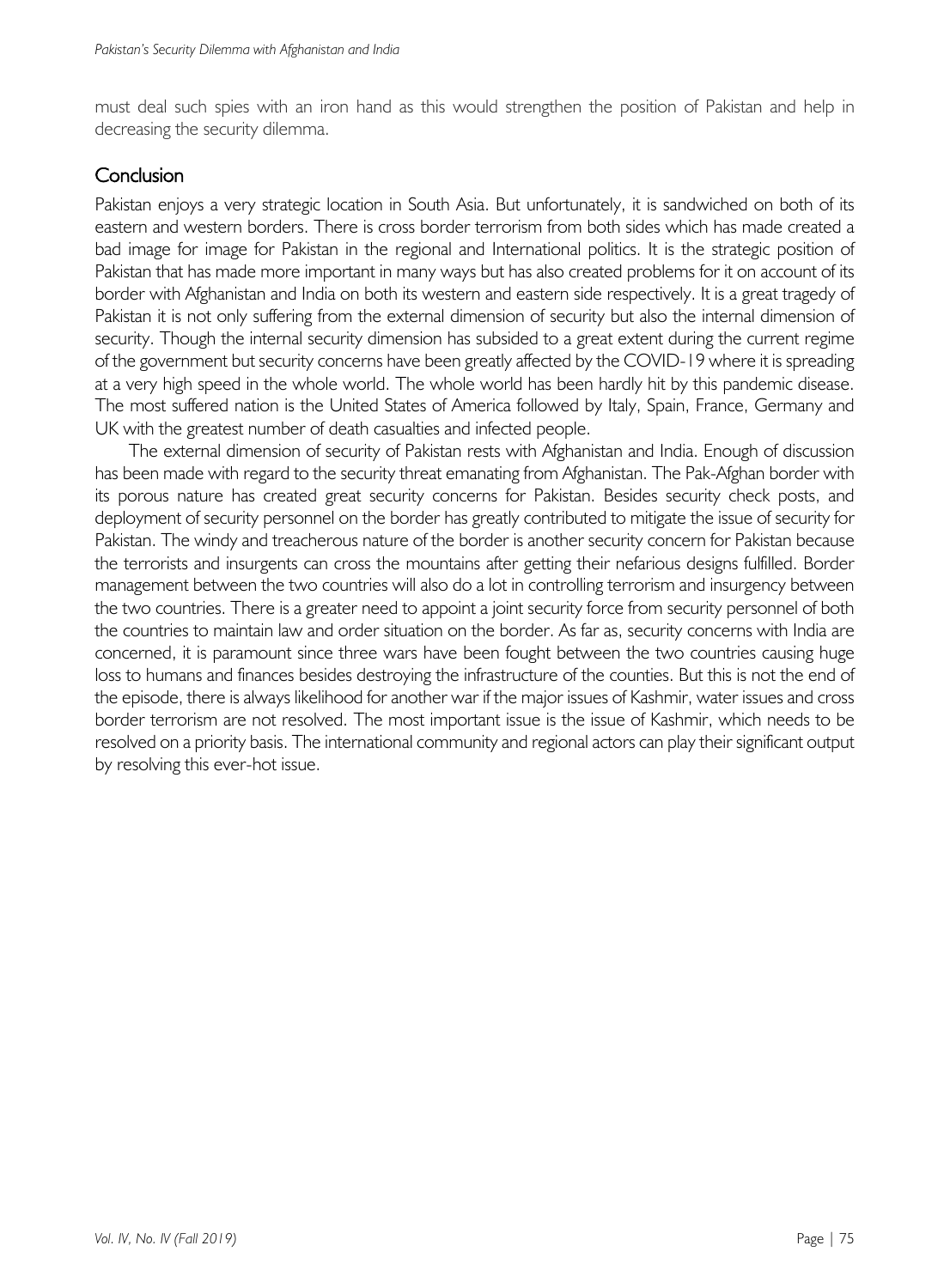must deal such spies with an iron hand as this would strengthen the position of Pakistan and help in decreasing the security dilemma.

## Conclusion

Pakistan enjoys a very strategic location in South Asia. But unfortunately, it is sandwiched on both of its eastern and western borders. There is cross border terrorism from both sides which has made created a bad image for image for Pakistan in the regional and International politics. It is the strategic position of Pakistan that has made more important in many ways but has also created problems for it on account of its border with Afghanistan and India on both its western and eastern side respectively. It is a great tragedy of Pakistan it is not only suffering from the external dimension of security but also the internal dimension of security. Though the internal security dimension has subsided to a great extent during the current regime of the government but security concerns have been greatly affected by the COVID-19 where it is spreading at a very high speed in the whole world. The whole world has been hardly hit by this pandemic disease. The most suffered nation is the United States of America followed by Italy, Spain, France, Germany and UK with the greatest number of death casualties and infected people.

The external dimension of security of Pakistan rests with Afghanistan and India. Enough of discussion has been made with regard to the security threat emanating from Afghanistan. The Pak-Afghan border with its porous nature has created great security concerns for Pakistan. Besides security check posts, and deployment of security personnel on the border has greatly contributed to mitigate the issue of security for Pakistan. The windy and treacherous nature of the border is another security concern for Pakistan because the terrorists and insurgents can cross the mountains after getting their nefarious designs fulfilled. Border management between the two countries will also do a lot in controlling terrorism and insurgency between the two countries. There is a greater need to appoint a joint security force from security personnel of both the countries to maintain law and order situation on the border. As far as, security concerns with India are concerned, it is paramount since three wars have been fought between the two countries causing huge loss to humans and finances besides destroying the infrastructure of the counties. But this is not the end of the episode, there is always likelihood for another war if the major issues of Kashmir, water issues and cross border terrorism are not resolved. The most important issue is the issue of Kashmir, which needs to be resolved on a priority basis. The international community and regional actors can play their significant output by resolving this ever-hot issue.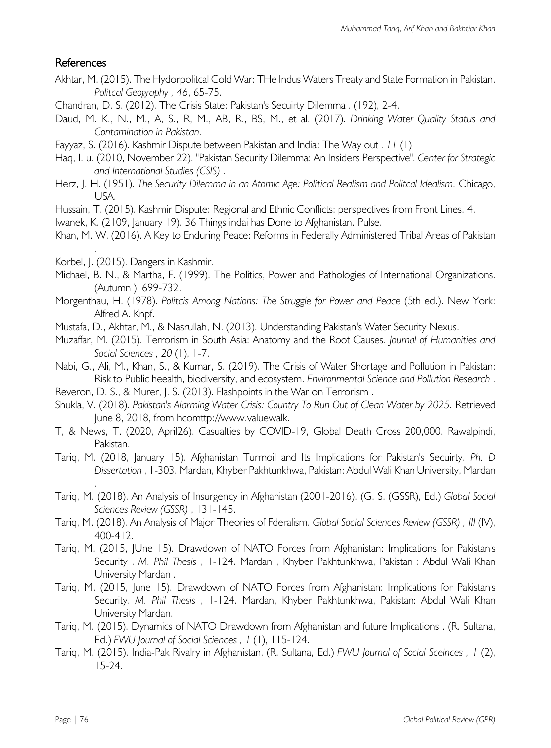## References

Akhtar, M. (2015). The Hydorpolitcal Cold War: THe Indus Waters Treaty and State Formation in Pakistan. *Politcal Geography , 46*, 65-75.

Chandran, D. S. (2012). The Crisis State: Pakistan's Secuirty Dilemma . (192), 2-4.

Daud, M. K., N., M., A, S., R, M., AB, R., BS, M., et al. (2017). *Drinking Water Quality Status and Contamination in Pakistan.*

Fayyaz, S. (2016). Kashmir Dispute between Pakistan and India: The Way out . *11* (1).

Haq, I. u. (2010, November 22). "Pakistan Security Dilemma: An Insiders Perspective". *Center for Strategic and International Studies (CSIS)* .

Herz, J. H. (1951). *The Security Dilemma in an Atomic Age: Political Realism and Politcal Idealism.* Chicago, USA.

Hussain, T. (2015). Kashmir Dispute: Regional and Ethnic Conflicts: perspectives from Front Lines. 4.

Iwanek, K. (2109, January 19). 36 Things indai has Done to Afghanistan. Pulse.

Khan, M. W. (2016). A Key to Enduring Peace: Reforms in Federally Administered Tribal Areas of Pakistan .

Korbel, J. (2015). Dangers in Kashmir.

Michael, B. N., & Martha, F. (1999). The Politics, Power and Pathologies of International Organizations. (Autumn ), 699-732.

Morgenthau, H. (1978). *Politcis Among Nations: The Struggle for Power and Peace* (5th ed.). New York: Alfred A. Knpf.

Mustafa, D., Akhtar, M., & Nasrullah, N. (2013). Understanding Pakistan's Water Security Nexus.

Muzaffar, M. (2015). Terrorism in South Asia: Anatomy and the Root Causes. *Journal of Humanities and Social Sciences , 20* (1), 1-7.

Nabi, G., Ali, M., Khan, S., & Kumar, S. (2019). The Crisis of Water Shortage and Pollution in Pakistan: Risk to Public heealth, biodiversity, and ecosystem. *Environmental Science and Pollution Research* .

Reveron, D. S., & Murer, J. S. (2013). Flashpoints in the War on Terrorism .

Shukla, V. (2018). *Pakistan's Alarming Water Crisis: Country To Run Out of Clean Water by 2025.* Retrieved June 8, 2018, from hcomttp://www.valuewalk.

T, & News, T. (2020, April26). Casualties by COVID-19, Global Death Cross 200,000. Rawalpindi, Pakistan.

Tariq, M. (2018, January 15). Afghanistan Turmoil and Its Implications for Pakistan's Secuirty. *Ph. D Dissertation* , 1-303. Mardan, Khyber Pakhtunkhwa, Pakistan: Abdul Wali Khan University, Mardan .

Tariq, M. (2018). An Analysis of Insurgency in Afghanistan (2001-2016). (G. S. (GSSR), Ed.) *Global Social Sciences Review (GSSR)* , 131-145.

Tariq, M. (2018). An Analysis of Major Theories of Federalism. *Global Social Sciences Review (GSSR) , III* (IV), 400-412.

Tariq, M. (2015, JUne 15). Drawdown of NATO Forces from Afghanistan: Implications for Pakistan's Security . *M. Phil Thesis* , 1-124. Mardan , Khyber Pakhtunkhwa, Pakistan : Abdul Wali Khan University Mardan .

Tariq, M. (2015, June 15). Drawdown of NATO Forces from Afghanistan: Implications for Pakistan's Security. *M. Phil Thesis* , 1-124. Mardan, Khyber Pakhtunkhwa, Pakistan: Abdul Wali Khan University Mardan.

Tariq, M. (2015). Dynamics of NATO Drawdown from Afghanistan and future Implications . (R. Sultana, Ed.) *FWU Journal of Social Sciences , 1* (1), 115-124.

Tariq, M. (2015). India-Pak Rivalry in Afghanistan. (R. Sultana, Ed.) *FWU Journal of Social Sceinces , 1* (2), 15-24.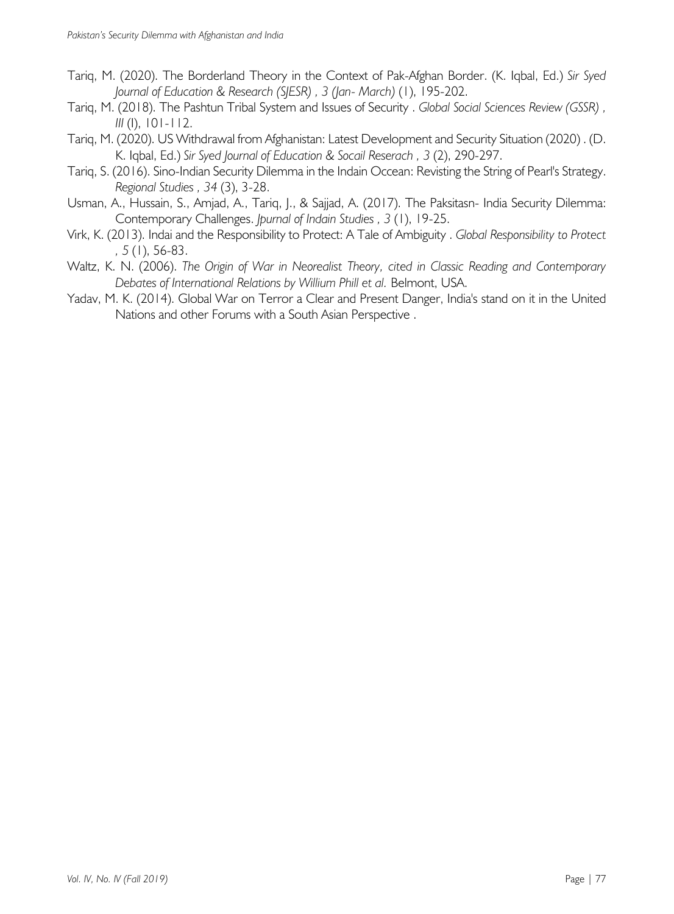Tariq, M. (2020). The Borderland Theory in the Context of Pak-Afghan Border. (K. Iqbal, Ed.) *Sir Syed Journal of Education & Research (SJESR) , 3 (Jan- March)* (1), 195-202.

Tariq, M. (2018). The Pashtun Tribal System and Issues of Security . *Global Social Sciences Review (GSSR) , III* (I), 101-112.

Tariq, M. (2020). US Withdrawal from Afghanistan: Latest Development and Security Situation (2020) . (D. K. Iqbal, Ed.) *Sir Syed Journal of Education & Socail Reserach , 3* (2), 290-297.

Tariq, S. (2016). Sino-Indian Security Dilemma in the Indain Occean: Revisting the String of Pearl's Strategy. *Regional Studies , 34* (3), 3-28.

Usman, A., Hussain, S., Amjad, A., Tariq, J., & Sajjad, A. (2017). The Paksitasn- India Security Dilemma: Contemporary Challenges. *Jpurnal of Indain Studies , 3* (1), 19-25.

Virk, K. (2013). Indai and the Responsibility to Protect: A Tale of Ambiguity . *Global Responsibility to Protect , 5* (1), 56-83.

Waltz, K. N. (2006). *The Origin of War in Neorealist Theory, cited in Classic Reading and Contemporary Debates of International Relations by Willium Phill et al.* Belmont, USA.

Yadav, M. K. (2014). Global War on Terror a Clear and Present Danger, India's stand on it in the United Nations and other Forums with a South Asian Perspective .